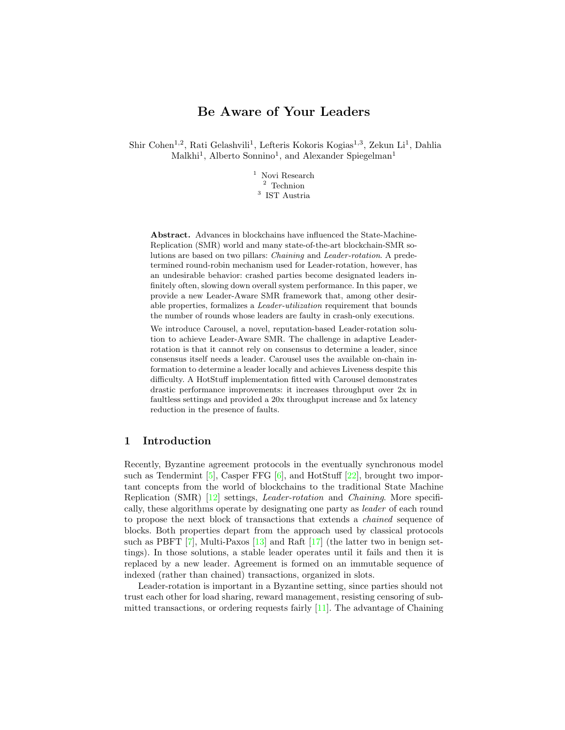# Be Aware of Your Leaders

Shir Cohen[1,2], Rati Gelashvili[1], Lefteris Kokoris Kogias[1,3], Zekun Li[1], Dahlia Malkhi[1], Alberto Sonnino[1], and Alexander Spiegelman[1]

[1] Novi Research
[2] Technion
[3] IST Austria

**Abstract.** Advances in blockchains have influenced the State-Machine-Replication (SMR) world and many state-of-the-art blockchain-SMR solutions are based on two pillars: *Chaining* and *Leader-rotation*. A predetermined round-robin mechanism used for Leader-rotation, however, has an undesirable behavior: crashed parties become designated leaders infinitely often, slowing down overall system performance. In this paper, we provide a new Leader-Aware SMR framework that, among other desirable properties, formalizes a *Leader-utilization* requirement that bounds the number of rounds whose leaders are faulty in crash-only executions.

We introduce Carousel, a novel, reputation-based Leader-rotation solution to achieve Leader-Aware SMR. The challenge in adaptive Leader-rotation is that it cannot rely on consensus to determine a leader, since consensus itself needs a leader. Carousel uses the available on-chain information to determine a leader locally and achieves Liveness despite this difficulty. A HotStuff implementation fitted with Carousel demonstrates drastic performance improvements: it increases throughput over 2x in faultless settings and provided a 20x throughput increase and 5x latency reduction in the presence of faults.

## 1 Introduction

Recently, Byzantine agreement protocols in the eventually synchronous model such as Tendermint [5], Casper FFG [6], and HotStuff [22], brought two important concepts from the world of blockchains to the traditional State Machine Replication (SMR) [12] settings, *Leader-rotation* and *Chaining*. More specifically, these algorithms operate by designating one party as *leader* of each round to propose the next block of transactions that extends a *chained* sequence of blocks. Both properties depart from the approach used by classical protocols such as PBFT [7], Multi-Paxos [13] and Raft [17] (the latter two in benign settings). In those solutions, a stable leader operates until it fails and then it is replaced by a new leader. Agreement is formed on an immutable sequence of indexed (rather than chained) transactions, organized in slots.

Leader-rotation is important in a Byzantine setting, since parties should not trust each other for load sharing, reward management, resisting censoring of submitted transactions, or ordering requests fairly [11]. The advantage of Chaining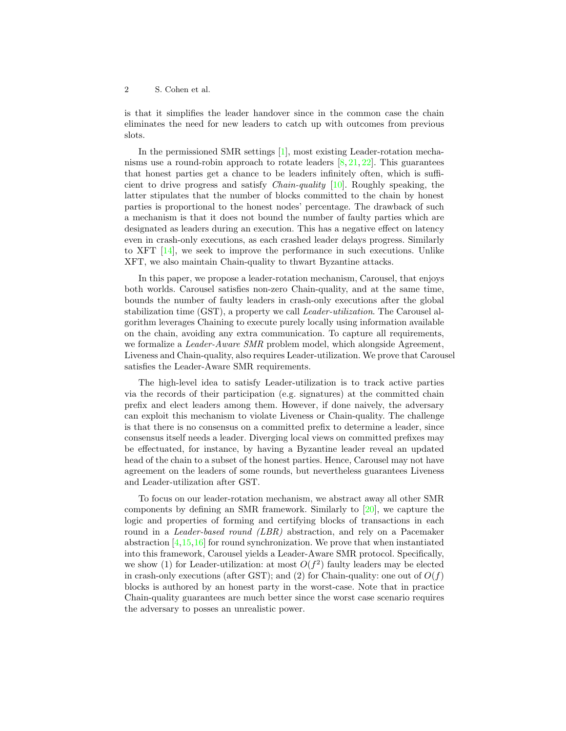is that it simplifies the leader handover since in the common case the chain eliminates the need for new leaders to catch up with outcomes from previous slots.

In the permissioned SMR settings [1], most existing Leader-rotation mechanisms use a round-robin approach to rotate leaders [8, 21, 22]. This guarantees that honest parties get a chance to be leaders infinitely often, which is sufficient to drive progress and satisfy *Chain-quality* [10]. Roughly speaking, the latter stipulates that the number of blocks committed to the chain by honest parties is proportional to the honest nodes' percentage. The drawback of such a mechanism is that it does not bound the number of faulty parties which are designated as leaders during an execution. This has a negative effect on latency even in crash-only executions, as each crashed leader delays progress. Similarly to XFT [14], we seek to improve the performance in such executions. Unlike XFT, we also maintain Chain-quality to thwart Byzantine attacks.

In this paper, we propose a leader-rotation mechanism, Carousel, that enjoys both worlds. Carousel satisfies non-zero Chain-quality, and at the same time, bounds the number of faulty leaders in crash-only executions after the global stabilization time (GST), a property we call *Leader-utilization*. The Carousel algorithm leverages Chaining to execute purely locally using information available on the chain, avoiding any extra communication. To capture all requirements, we formalize a *Leader-Aware SMR* problem model, which alongside Agreement, Liveness and Chain-quality, also requires Leader-utilization. We prove that Carousel satisfies the Leader-Aware SMR requirements.

The high-level idea to satisfy Leader-utilization is to track active parties via the records of their participation (e.g. signatures) at the committed chain prefix and elect leaders among them. However, if done naively, the adversary can exploit this mechanism to violate Liveness or Chain-quality. The challenge is that there is no consensus on a committed prefix to determine a leader, since consensus itself needs a leader. Diverging local views on committed prefixes may be effectuated, for instance, by having a Byzantine leader reveal an updated head of the chain to a subset of the honest parties. Hence, Carousel may not have agreement on the leaders of some rounds, but nevertheless guarantees Liveness and Leader-utilization after GST.

To focus on our leader-rotation mechanism, we abstract away all other SMR components by defining an SMR framework. Similarly to [20], we capture the logic and properties of forming and certifying blocks of transactions in each round in a *Leader-based round (LBR)* abstraction, and rely on a Pacemaker abstraction [4,15,16] for round synchronization. We prove that when instantiated into this framework, Carousel yields a Leader-Aware SMR protocol. Specifically, we show (1) for Leader-utilization: at most $O(f^2)$ faulty leaders may be elected in crash-only executions (after GST); and (2) for Chain-quality: one out of $O(f)$ blocks is authored by an honest party in the worst-case. Note that in practice Chain-quality guarantees are much better since the worst case scenario requires the adversary to posses an unrealistic power.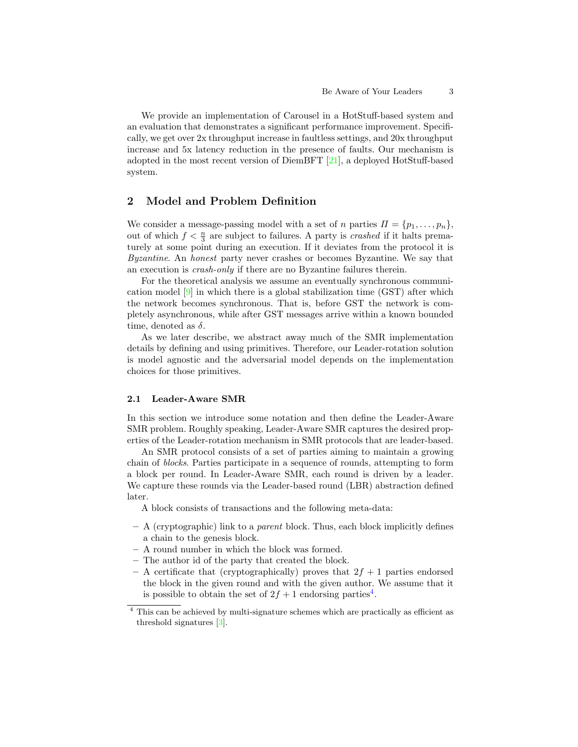We provide an implementation of Carousel in a HotStuff-based system and an evaluation that demonstrates a significant performance improvement. Specifically, we get over 2x throughput increase in faultless settings, and 20x throughput increase and 5x latency reduction in the presence of faults. Our mechanism is adopted in the most recent version of DiemBFT [21], a deployed HotStuff-based system.

## 2 Model and Problem Definition

We consider a message-passing model with a set of $n$ parties $\Pi = \{p_1, \ldots, p_n\}$, out of which $f < \frac{n}{3}$ are subject to failures. A party is *crashed* if it halts prematurely at some point during an execution. If it deviates from the protocol it is *Byzantine*. An *honest* party never crashes or becomes Byzantine. We say that an execution is *crash-only* if there are no Byzantine failures therein.

For the theoretical analysis we assume an eventually synchronous communication model [9] in which there is a global stabilization time (GST) after which the network becomes synchronous. That is, before GST the network is completely asynchronous, while after GST messages arrive within a known bounded time, denoted as $\delta$.

As we later describe, we abstract away much of the SMR implementation details by defining and using primitives. Therefore, our Leader-rotation solution is model agnostic and the adversarial model depends on the implementation choices for those primitives.

### 2.1 Leader-Aware SMR

In this section we introduce some notation and then define the Leader-Aware SMR problem. Roughly speaking, Leader-Aware SMR captures the desired properties of the Leader-rotation mechanism in SMR protocols that are leader-based.

An SMR protocol consists of a set of parties aiming to maintain a growing chain of *blocks*. Parties participate in a sequence of rounds, attempting to form a block per round. In Leader-Aware SMR, each round is driven by a leader. We capture these rounds via the Leader-based round (LBR) abstraction defined later.

A block consists of transactions and the following meta-data:

- A (cryptographic) link to a *parent* block. Thus, each block implicitly defines a chain to the genesis block.
- A round number in which the block was formed.
- The author id of the party that created the block.
- A certificate that (cryptographically) proves that $2f + 1$ parties endorsed the block in the given round and with the given author. We assume that it is possible to obtain the set of $2f + 1$ endorsing parties[4].

[4] This can be achieved by multi-signature schemes which are practically as efficient as threshold signatures [3].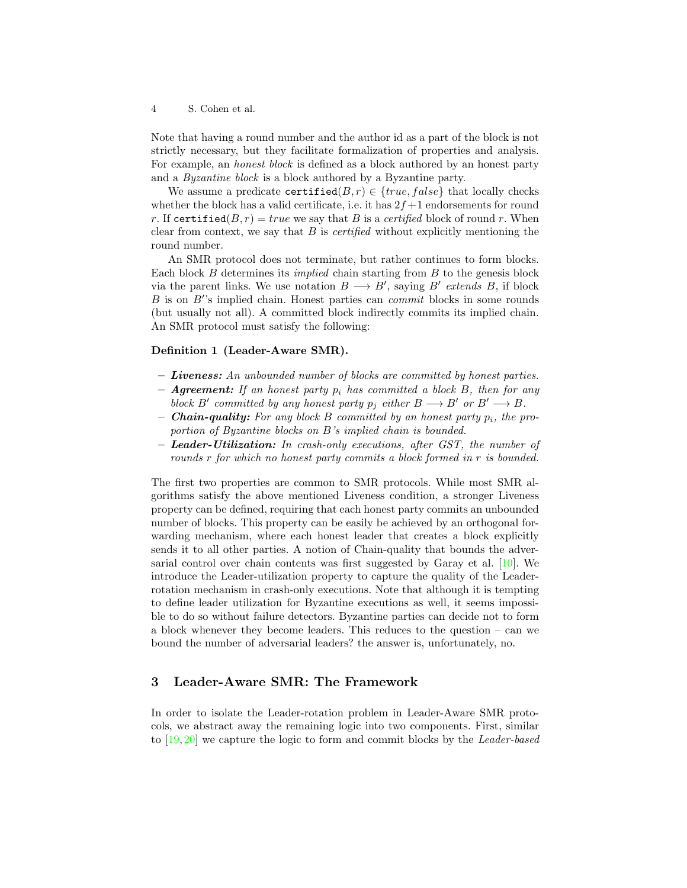Note that having a round number and the author id as a part of the block is not strictly necessary, but they facilitate formalization of properties and analysis. For example, an *honest block* is defined as a block authored by an honest party and a *Byzantine block* is a block authored by a Byzantine party.

We assume a predicate $\texttt{certified}(B, r) \in \{true, false\}$ that locally checks whether the block has a valid certificate, i.e. it has $2f+1$ endorsements for round $r$. If $\texttt{certified}(B, r) = true$ we say that $B$ is a *certified* block of round $r$. When clear from context, we say that $B$ is *certified* without explicitly mentioning the round number.

An SMR protocol does not terminate, but rather continues to form blocks. Each block $B$ determines its *implied* chain starting from $B$ to the genesis block via the parent links. We use notation $B \longrightarrow B'$, saying $B'$ *extends* $B$, if block $B$ is on $B'$'s implied chain. Honest parties can *commit* blocks in some rounds (but usually not all). A committed block indirectly commits its implied chain. An SMR protocol must satisfy the following:

**Definition 1 (Leader-Aware SMR).**

- ***Liveness:*** *An unbounded number of blocks are committed by honest parties.*
- ***Agreement:*** *If an honest party $p_i$ has committed a block $B$, then for any block $B'$ committed by any honest party $p_j$ either $B \longrightarrow B'$ or $B' \longrightarrow B$.*
- ***Chain-quality:*** *For any block $B$ committed by an honest party $p_i$, the proportion of Byzantine blocks on $B$'s implied chain is bounded.*
- ***Leader-Utilization:*** *In crash-only executions, after GST, the number of rounds $r$ for which no honest party commits a block formed in $r$ is bounded.*

The first two properties are common to SMR protocols. While most SMR algorithms satisfy the above mentioned Liveness condition, a stronger Liveness property can be defined, requiring that each honest party commits an unbounded number of blocks. This property can be easily be achieved by an orthogonal forwarding mechanism, where each honest leader that creates a block explicitly sends it to all other parties. A notion of Chain-quality that bounds the adversarial control over chain contents was first suggested by Garay et al. [10]. We introduce the Leader-utilization property to capture the quality of the Leader-rotation mechanism in crash-only executions. Note that although it is tempting to define leader utilization for Byzantine executions as well, it seems impossible to do so without failure detectors. Byzantine parties can decide not to form a block whenever they become leaders. This reduces to the question – can we bound the number of adversarial leaders? the answer is, unfortunately, no.

## 3 Leader-Aware SMR: The Framework

In order to isolate the Leader-rotation problem in Leader-Aware SMR protocols, we abstract away the remaining logic into two components. First, similar to [19, 20] we capture the logic to form and commit blocks by the *Leader-based*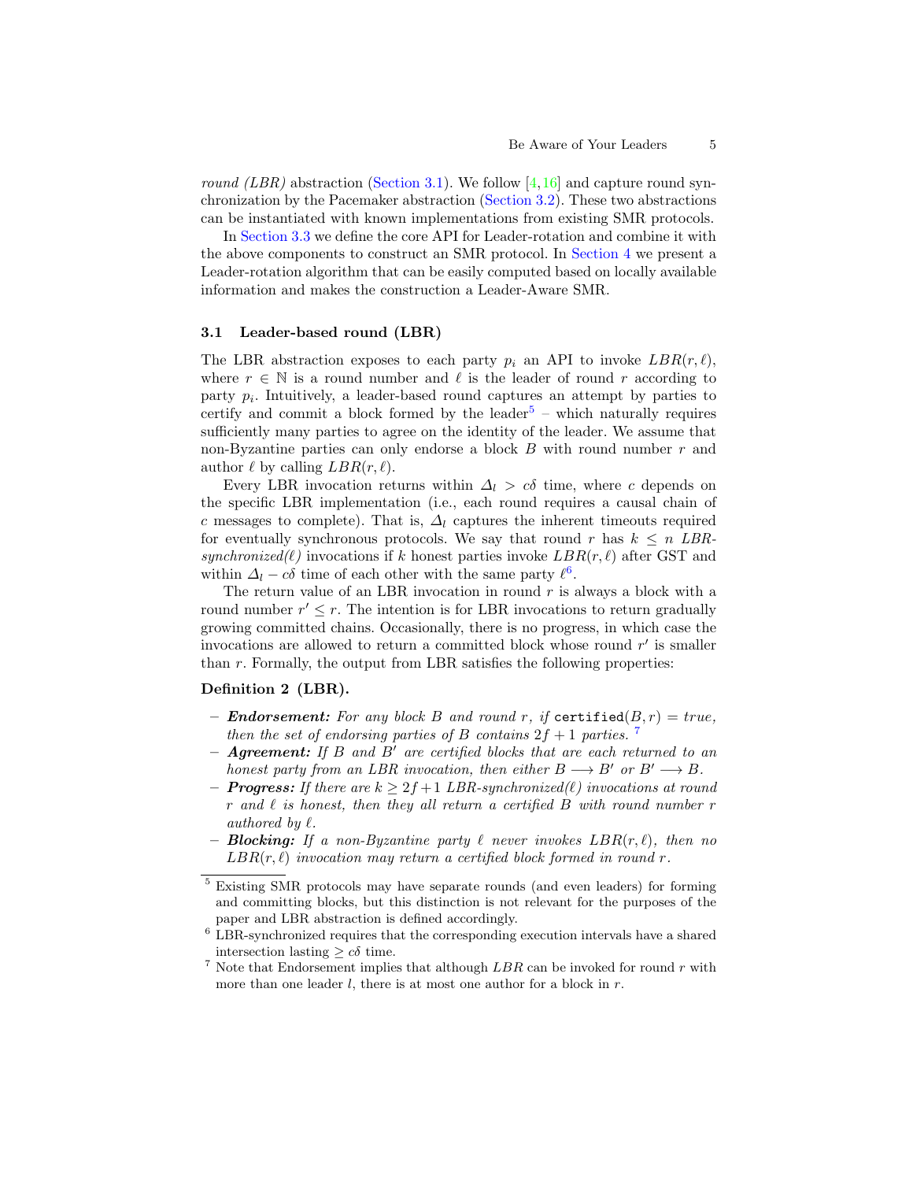*round (LBR)* abstraction (Section 3.1). We follow [4,16] and capture round synchronization by the Pacemaker abstraction (Section 3.2). These two abstractions can be instantiated with known implementations from existing SMR protocols.

In Section 3.3 we define the core API for Leader-rotation and combine it with the above components to construct an SMR protocol. In Section 4 we present a Leader-rotation algorithm that can be easily computed based on locally available information and makes the construction a Leader-Aware SMR.

### 3.1 Leader-based round (LBR)

The LBR abstraction exposes to each party $p_i$ an API to invoke $LBR(r, \ell)$, where $r \in \mathbb{N}$ is a round number and $\ell$ is the leader of round $r$ according to party $p_i$. Intuitively, a leader-based round captures an attempt by parties to certify and commit a block formed by the leader[5] – which naturally requires sufficiently many parties to agree on the identity of the leader. We assume that non-Byzantine parties can only endorse a block $B$ with round number $r$ and author $\ell$ by calling $LBR(r, \ell)$.

Every LBR invocation returns within $\Delta_l > c\delta$ time, where $c$ depends on the specific LBR implementation (i.e., each round requires a causal chain of $c$ messages to complete). That is, $\Delta_l$ captures the inherent timeouts required for eventually synchronous protocols. We say that round $r$ has $k \leq n$ *LBR-synchronized($\ell$)* invocations if $k$ honest parties invoke $LBR(r, \ell)$ after GST and within $\Delta_l - c\delta$ time of each other with the same party $\ell$[6].

The return value of an LBR invocation in round $r$ is always a block with a round number $r' \leq r$. The intention is for LBR invocations to return gradually growing committed chains. Occasionally, there is no progress, in which case the invocations are allowed to return a committed block whose round $r'$ is smaller than $r$. Formally, the output from LBR satisfies the following properties:

**Definition 2 (LBR).**

- ***Endorsement:*** *For any block $B$ and round $r$, if* `certified`$(B, r) = true$*, then the set of endorsing parties of $B$ contains $2f + 1$ parties.* [7]
- ***Agreement:*** *If $B$ and $B'$ are certified blocks that are each returned to an honest party from an LBR invocation, then either $B \longrightarrow B'$ or $B' \longrightarrow B$.*
- ***Progress:*** *If there are $k \geq 2f+1$ LBR-synchronized($\ell$) invocations at round $r$ and $\ell$ is honest, then they all return a certified $B$ with round number $r$ authored by $\ell$.*
- ***Blocking:*** *If a non-Byzantine party $\ell$ never invokes $LBR(r, \ell)$, then no $LBR(r, \ell)$ invocation may return a certified block formed in round $r$.*

---

[5] Existing SMR protocols may have separate rounds (and even leaders) for forming and committing blocks, but this distinction is not relevant for the purposes of the paper and LBR abstraction is defined accordingly.

[6] LBR-synchronized requires that the corresponding execution intervals have a shared intersection lasting $\geq c\delta$ time.

[7] Note that Endorsement implies that although $LBR$ can be invoked for round $r$ with more than one leader $l$, there is at most one author for a block in $r$.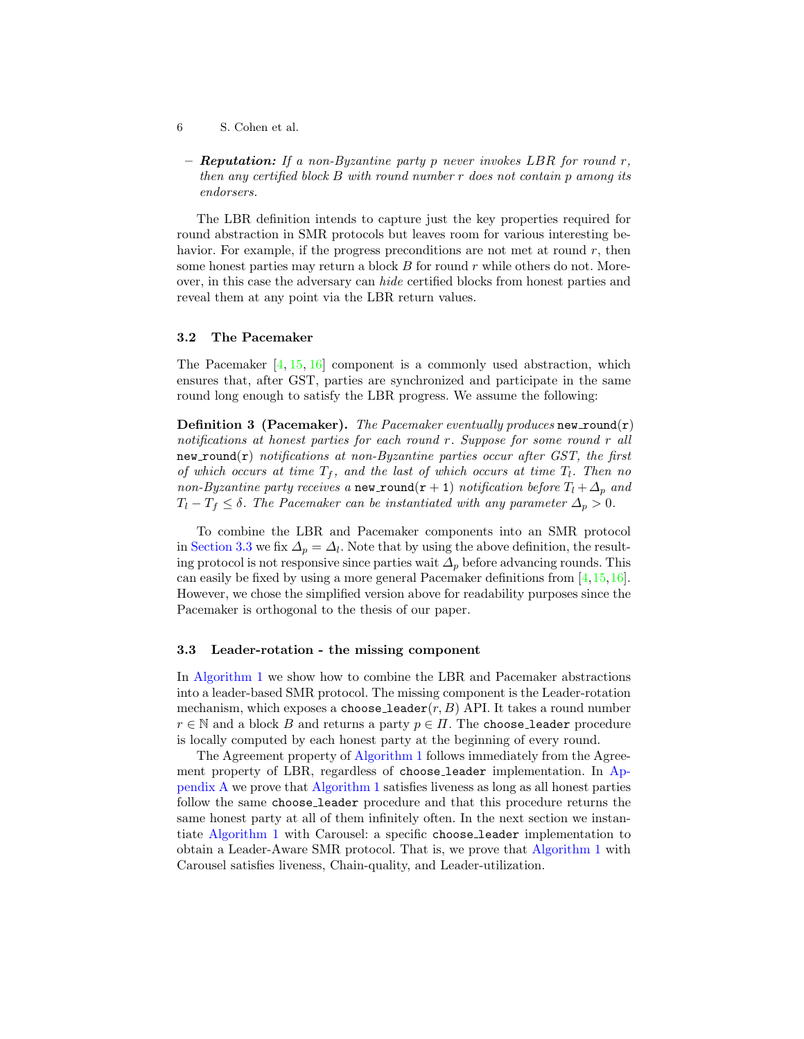– ***Reputation:*** *If a non-Byzantine party $p$ never invokes LBR for round $r$, then any certified block $B$ with round number $r$ does not contain $p$ among its endorsers.*

The LBR definition intends to capture just the key properties required for round abstraction in SMR protocols but leaves room for various interesting behavior. For example, if the progress preconditions are not met at round $r$, then some honest parties may return a block $B$ for round $r$ while others do not. Moreover, in this case the adversary can *hide* certified blocks from honest parties and reveal them at any point via the LBR return values.

### 3.2 The Pacemaker

The Pacemaker [4, 15, 16] component is a commonly used abstraction, which ensures that, after GST, parties are synchronized and participate in the same round long enough to satisfy the LBR progress. We assume the following:

**Definition 3 (Pacemaker).** *The Pacemaker eventually produces* `new_round(r)` *notifications at honest parties for each round $r$. Suppose for some round $r$ all* `new_round(r)` *notifications at non-Byzantine parties occur after GST, the first of which occurs at time $T_f$, and the last of which occurs at time $T_l$. Then no non-Byzantine party receives a* `new_round(r + 1)` *notification before $T_l + \Delta_p$ and $T_l - T_f \leq \delta$. The Pacemaker can be instantiated with any parameter $\Delta_p > 0$.*

To combine the LBR and Pacemaker components into an SMR protocol in Section 3.3 we fix $\Delta_p = \Delta_l$. Note that by using the above definition, the resulting protocol is not responsive since parties wait $\Delta_p$ before advancing rounds. This can easily be fixed by using a more general Pacemaker definitions from [4,15,16]. However, we chose the simplified version above for readability purposes since the Pacemaker is orthogonal to the thesis of our paper.

### 3.3 Leader-rotation - the missing component

In Algorithm 1 we show how to combine the LBR and Pacemaker abstractions into a leader-based SMR protocol. The missing component is the Leader-rotation mechanism, which exposes a `choose_leader`$(r, B)$ API. It takes a round number $r \in \mathbb{N}$ and a block $B$ and returns a party $p \in \Pi$. The `choose_leader` procedure is locally computed by each honest party at the beginning of every round.

The Agreement property of Algorithm 1 follows immediately from the Agreement property of LBR, regardless of `choose_leader` implementation. In Appendix A we prove that Algorithm 1 satisfies liveness as long as all honest parties follow the same `choose_leader` procedure and that this procedure returns the same honest party at all of them infinitely often. In the next section we instantiate Algorithm 1 with Carousel: a specific `choose_leader` implementation to obtain a Leader-Aware SMR protocol. That is, we prove that Algorithm 1 with Carousel satisfies liveness, Chain-quality, and Leader-utilization.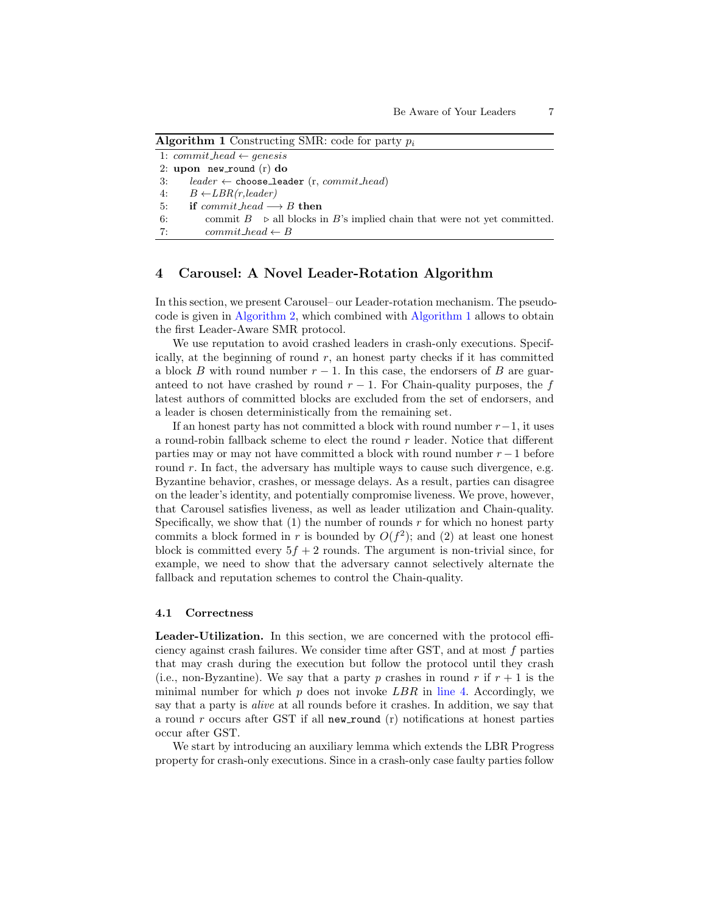**Algorithm 1** Constructing SMR: code for party $p_i$

```
1: commit_head ← genesis
2: upon new_round (r) do
3:     leader ← choose_leader (r, commit_head)
4:     B ← LBR(r,leader)
5:     if commit_head ⟶ B then
6:         commit B    ▷ all blocks in B's implied chain that were not yet committed.
7:         commit_head ← B
```

## 4 Carousel: A Novel Leader-Rotation Algorithm

In this section, we present Carousel– our Leader-rotation mechanism. The pseudocode is given in Algorithm 2, which combined with Algorithm 1 allows to obtain the first Leader-Aware SMR protocol.

We use reputation to avoid crashed leaders in crash-only executions. Specifically, at the beginning of round $r$, an honest party checks if it has committed a block $B$ with round number $r-1$. In this case, the endorsers of $B$ are guaranteed to not have crashed by round $r-1$. For Chain-quality purposes, the $f$ latest authors of committed blocks are excluded from the set of endorsers, and a leader is chosen deterministically from the remaining set.

If an honest party has not committed a block with round number $r-1$, it uses a round-robin fallback scheme to elect the round $r$ leader. Notice that different parties may or may not have committed a block with round number $r-1$ before round $r$. In fact, the adversary has multiple ways to cause such divergence, e.g. Byzantine behavior, crashes, or message delays. As a result, parties can disagree on the leader's identity, and potentially compromise liveness. We prove, however, that Carousel satisfies liveness, as well as leader utilization and Chain-quality. Specifically, we show that (1) the number of rounds $r$ for which no honest party commits a block formed in $r$ is bounded by $O(f^2)$; and (2) at least one honest block is committed every $5f+2$ rounds. The argument is non-trivial since, for example, we need to show that the adversary cannot selectively alternate the fallback and reputation schemes to control the Chain-quality.

### 4.1 Correctness

**Leader-Utilization.** In this section, we are concerned with the protocol efficiency against crash failures. We consider time after GST, and at most $f$ parties that may crash during the execution but follow the protocol until they crash (i.e., non-Byzantine). We say that a party $p$ crashes in round $r$ if $r+1$ is the minimal number for which $p$ does not invoke $LBR$ in line 4. Accordingly, we say that a party is *alive* at all rounds before it crashes. In addition, we say that a round $r$ occurs after GST if all `new_round` (r) notifications at honest parties occur after GST.

We start by introducing an auxiliary lemma which extends the LBR Progress property for crash-only executions. Since in a crash-only case faulty parties follow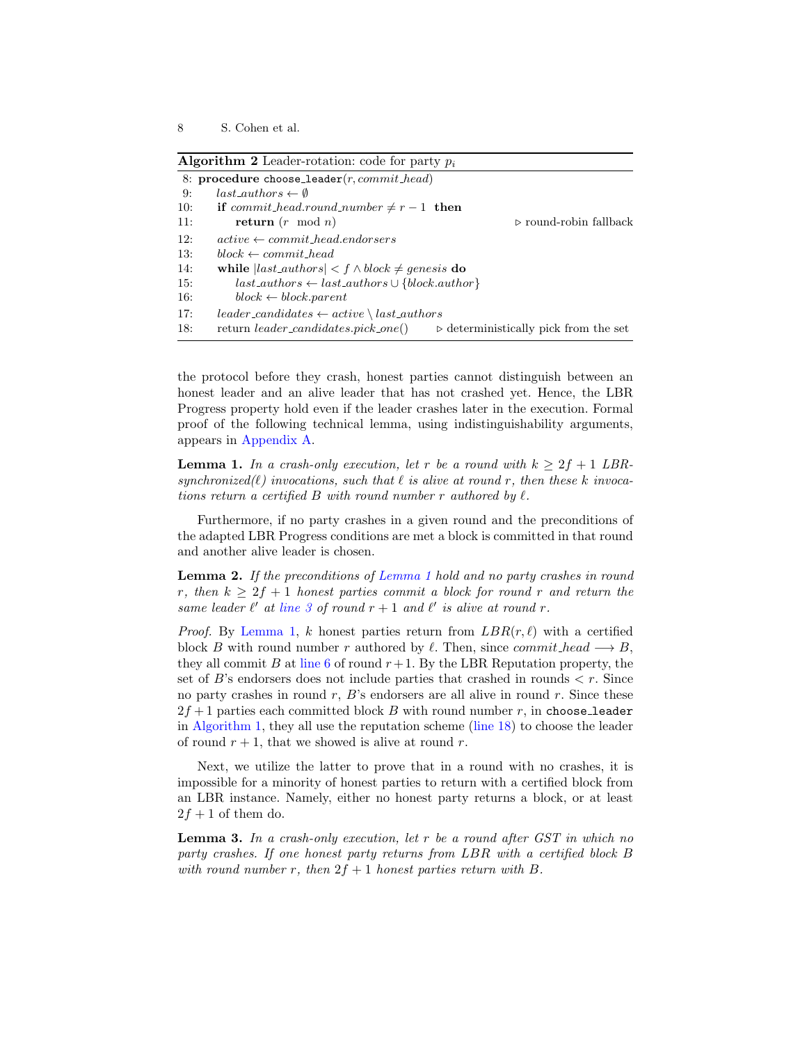**Algorithm 2** Leader-rotation: code for party $p_i$

```
 8: procedure choose_leader(r, commit_head)
 9:     last_authors ← ∅
10:     if commit_head.round_number ≠ r − 1 then
11:         return (r mod n)                                   ▷ round-robin fallback
12:     active ← commit_head.endorsers
13:     block ← commit_head
14:     while |last_authors| < f ∧ block ≠ genesis do
15:         last_authors ← last_authors ∪ {block.author}
16:         block ← block.parent
17:     leader_candidates ← active \ last_authors
18:     return leader_candidates.pick_one()     ▷ deterministically pick from the set
```

the protocol before they crash, honest parties cannot distinguish between an honest leader and an alive leader that has not crashed yet. Hence, the LBR Progress property hold even if the leader crashes later in the execution. Formal proof of the following technical lemma, using indistinguishability arguments, appears in Appendix A.

**Lemma 1.** *In a crash-only execution, let $r$ be a round with $k \geq 2f+1$ LBR-synchronized($\ell$) invocations, such that $\ell$ is alive at round $r$, then these $k$ invocations return a certified $B$ with round number $r$ authored by $\ell$.*

Furthermore, if no party crashes in a given round and the preconditions of the adapted LBR Progress conditions are met a block is committed in that round and another alive leader is chosen.

**Lemma 2.** *If the preconditions of Lemma 1 hold and no party crashes in round $r$, then $k \geq 2f+1$ honest parties commit a block for round $r$ and return the same leader $\ell'$ at line 3 of round $r+1$ and $\ell'$ is alive at round $r$.*

*Proof.* By Lemma 1, $k$ honest parties return from $LBR(r, \ell)$ with a certified block $B$ with round number $r$ authored by $\ell$. Then, since $commit\_head \longrightarrow B$, they all commit $B$ at line 6 of round $r+1$. By the LBR Reputation property, the set of $B$'s endorsers does not include parties that crashed in rounds $< r$. Since no party crashes in round $r$, $B$'s endorsers are all alive in round $r$. Since these $2f+1$ parties each committed block $B$ with round number $r$, in `choose_leader` in Algorithm 1, they all use the reputation scheme (line 18) to choose the leader of round $r+1$, that we showed is alive at round $r$.

Next, we utilize the latter to prove that in a round with no crashes, it is impossible for a minority of honest parties to return with a certified block from an LBR instance. Namely, either no honest party returns a block, or at least $2f+1$ of them do.

**Lemma 3.** *In a crash-only execution, let $r$ be a round after GST in which no party crashes. If one honest party returns from LBR with a certified block $B$ with round number $r$, then $2f+1$ honest parties return with $B$.*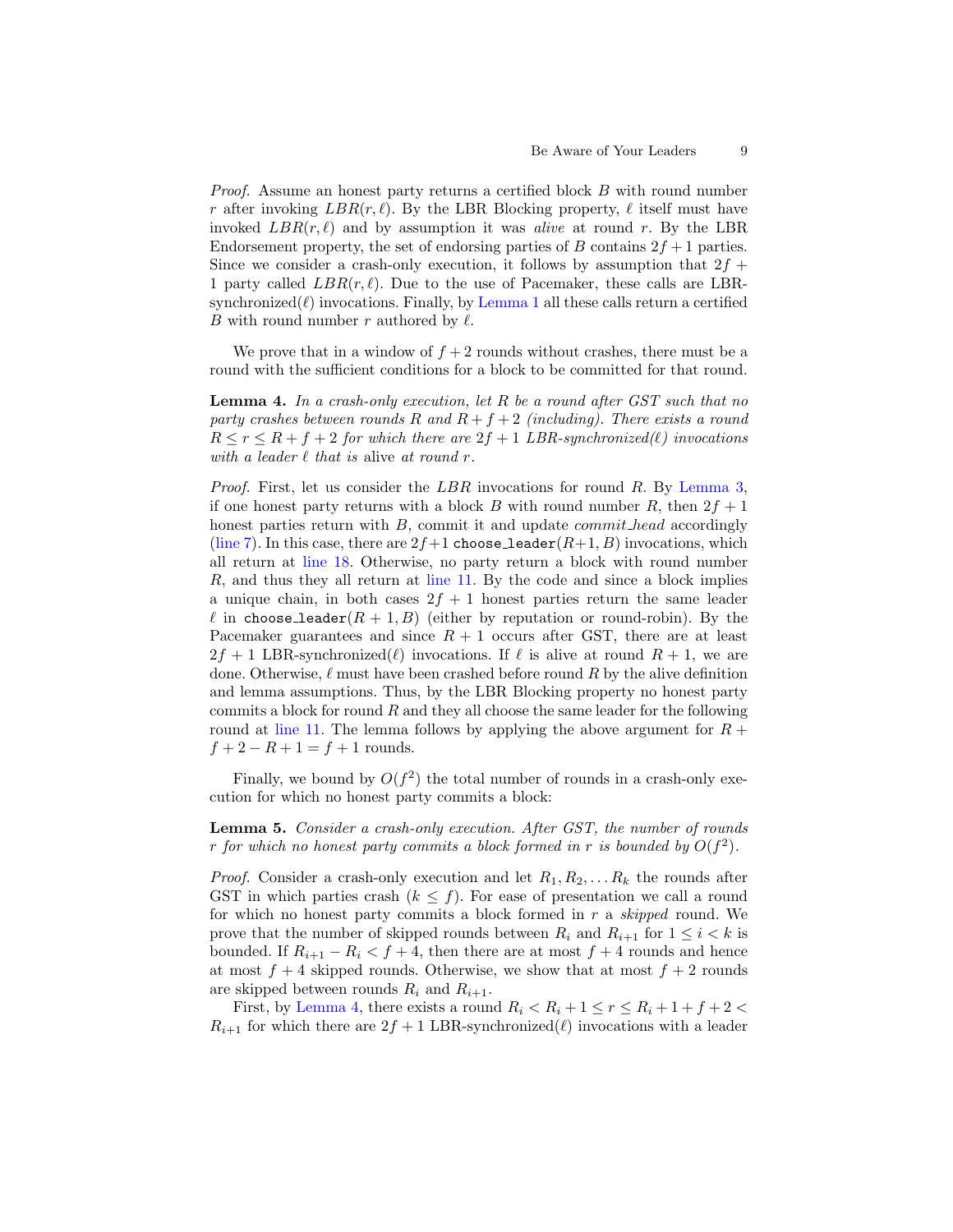*Proof.* Assume an honest party returns a certified block $B$ with round number $r$ after invoking $LBR(r, \ell)$. By the LBR Blocking property, $\ell$ itself must have invoked $LBR(r, \ell)$ and by assumption it was *alive* at round $r$. By the LBR Endorsement property, the set of endorsing parties of $B$ contains $2f + 1$ parties. Since we consider a crash-only execution, it follows by assumption that $2f + 1$ party called $LBR(r, \ell)$. Due to the use of Pacemaker, these calls are LBR-synchronized($\ell$) invocations. Finally, by Lemma 1 all these calls return a certified $B$ with round number $r$ authored by $\ell$.

We prove that in a window of $f + 2$ rounds without crashes, there must be a round with the sufficient conditions for a block to be committed for that round.

**Lemma 4.** *In a crash-only execution, let $R$ be a round after GST such that no party crashes between rounds $R$ and $R + f + 2$ (including). There exists a round $R \leq r \leq R + f + 2$ for which there are $2f + 1$ LBR-synchronized($\ell$) invocations with a leader $\ell$ that is* alive *at round $r$.*

*Proof.* First, let us consider the $LBR$ invocations for round $R$. By Lemma 3, if one honest party returns with a block $B$ with round number $R$, then $2f + 1$ honest parties return with $B$, commit it and update *commit_head* accordingly (line 7). In this case, there are $2f+1$ `choose_leader`$(R+1, B)$ invocations, which all return at line 18. Otherwise, no party return a block with round number $R$, and thus they all return at line 11. By the code and since a block implies a unique chain, in both cases $2f + 1$ honest parties return the same leader $\ell$ in `choose_leader`$(R + 1, B)$ (either by reputation or round-robin). By the Pacemaker guarantees and since $R + 1$ occurs after GST, there are at least $2f + 1$ LBR-synchronized($\ell$) invocations. If $\ell$ is alive at round $R + 1$, we are done. Otherwise, $\ell$ must have been crashed before round $R$ by the alive definition and lemma assumptions. Thus, by the LBR Blocking property no honest party commits a block for round $R$ and they all choose the same leader for the following round at line 11. The lemma follows by applying the above argument for $R + f + 2 - R + 1 = f + 1$ rounds.

Finally, we bound by $O(f^2)$ the total number of rounds in a crash-only execution for which no honest party commits a block:

**Lemma 5.** *Consider a crash-only execution. After GST, the number of rounds $r$ for which no honest party commits a block formed in $r$ is bounded by $O(f^2)$.*

*Proof.* Consider a crash-only execution and let $R_1, R_2, \ldots R_k$ the rounds after GST in which parties crash ($k \leq f$). For ease of presentation we call a round for which no honest party commits a block formed in $r$ a *skipped* round. We prove that the number of skipped rounds between $R_i$ and $R_{i+1}$ for $1 \leq i < k$ is bounded. If $R_{i+1} - R_i < f + 4$, then there are at most $f + 4$ rounds and hence at most $f + 4$ skipped rounds. Otherwise, we show that at most $f + 2$ rounds are skipped between rounds $R_i$ and $R_{i+1}$.

First, by Lemma 4, there exists a round $R_i < R_i + 1 \leq r \leq R_i + 1 + f + 2 < R_{i+1}$ for which there are $2f + 1$ LBR-synchronized($\ell$) invocations with a leader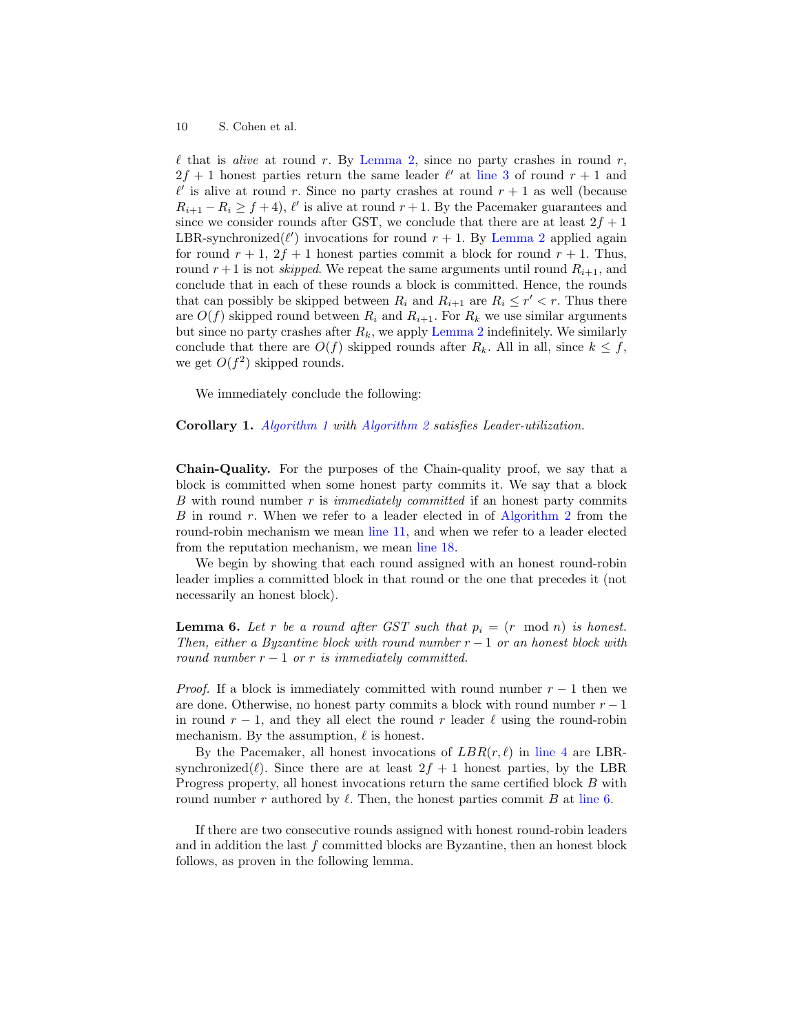$\ell$ that is *alive* at round $r$. By Lemma 2, since no party crashes in round $r$, $2f+1$ honest parties return the same leader $\ell'$ at line 3 of round $r+1$ and $\ell'$ is alive at round $r$. Since no party crashes at round $r+1$ as well (because $R_{i+1} - R_i \geq f+4$), $\ell'$ is alive at round $r+1$. By the Pacemaker guarantees and since we consider rounds after GST, we conclude that there are at least $2f+1$ LBR-synchronized($\ell'$) invocations for round $r+1$. By Lemma 2 applied again for round $r+1$, $2f+1$ honest parties commit a block for round $r+1$. Thus, round $r+1$ is not *skipped*. We repeat the same arguments until round $R_{i+1}$, and conclude that in each of these rounds a block is committed. Hence, the rounds that can possibly be skipped between $R_i$ and $R_{i+1}$ are $R_i \leq r' < r$. Thus there are $O(f)$ skipped round between $R_i$ and $R_{i+1}$. For $R_k$ we use similar arguments but since no party crashes after $R_k$, we apply Lemma 2 indefinitely. We similarly conclude that there are $O(f)$ skipped rounds after $R_k$. All in all, since $k \leq f$, we get $O(f^2)$ skipped rounds.

We immediately conclude the following:

**Corollary 1.** *Algorithm 1 with Algorithm 2 satisfies Leader-utilization.*

**Chain-Quality.** For the purposes of the Chain-quality proof, we say that a block is committed when some honest party commits it. We say that a block $B$ with round number $r$ is *immediately committed* if an honest party commits $B$ in round $r$. When we refer to a leader elected in of Algorithm 2 from the round-robin mechanism we mean line 11, and when we refer to a leader elected from the reputation mechanism, we mean line 18.

We begin by showing that each round assigned with an honest round-robin leader implies a committed block in that round or the one that precedes it (not necessarily an honest block).

**Lemma 6.** *Let $r$ be a round after GST such that $p_i = (r \mod n)$ is honest. Then, either a Byzantine block with round number $r-1$ or an honest block with round number $r-1$ or $r$ is immediately committed.*

*Proof.* If a block is immediately committed with round number $r-1$ then we are done. Otherwise, no honest party commits a block with round number $r-1$ in round $r-1$, and they all elect the round $r$ leader $\ell$ using the round-robin mechanism. By the assumption, $\ell$ is honest.

By the Pacemaker, all honest invocations of $LBR(r, \ell)$ in line 4 are LBR-synchronized($\ell$). Since there are at least $2f+1$ honest parties, by the LBR Progress property, all honest invocations return the same certified block $B$ with round number $r$ authored by $\ell$. Then, the honest parties commit $B$ at line 6.

If there are two consecutive rounds assigned with honest round-robin leaders and in addition the last $f$ committed blocks are Byzantine, then an honest block follows, as proven in the following lemma.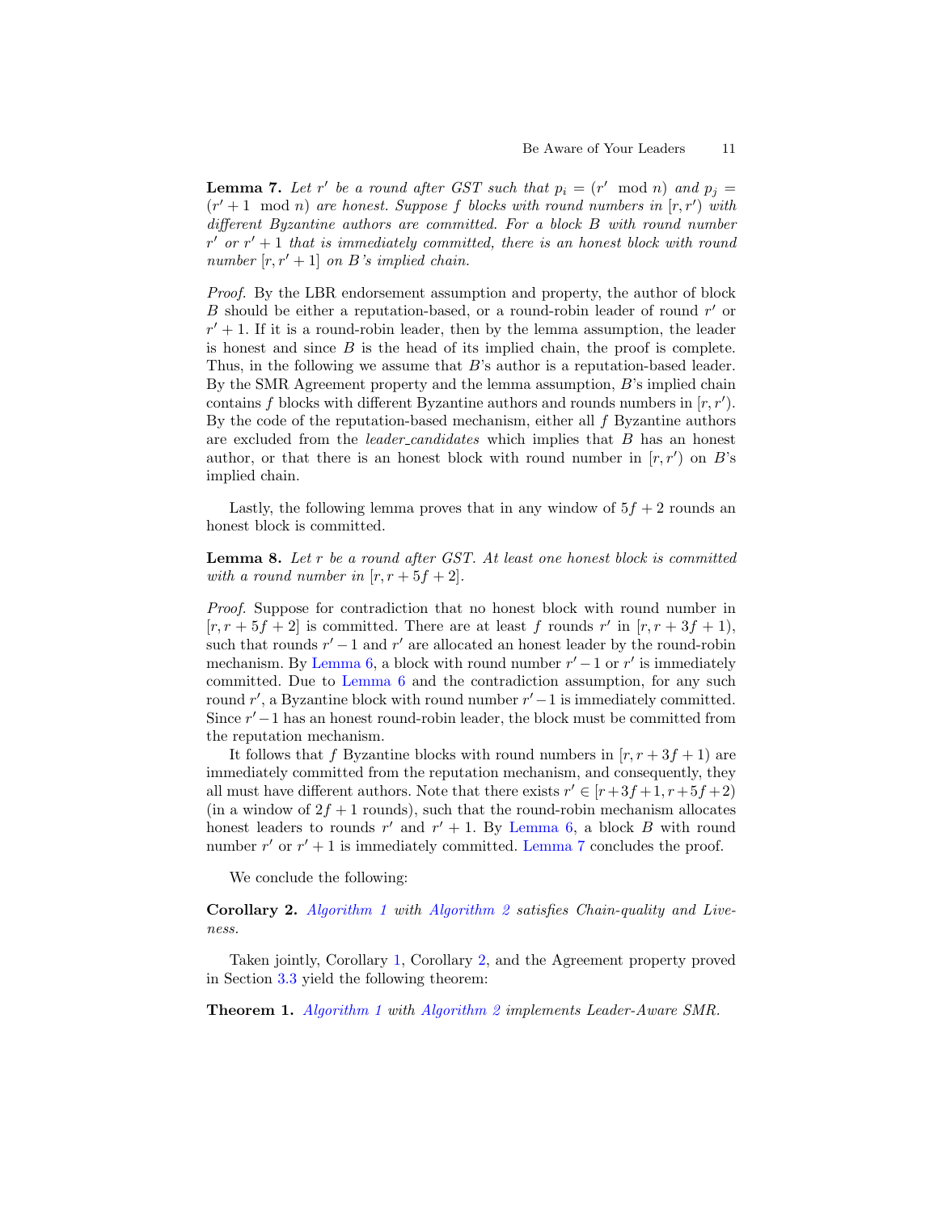**Lemma 7.** *Let $r'$ be a round after GST such that $p_i = (r' \mod n)$ and $p_j = (r'+1 \mod n)$ are honest. Suppose $f$ blocks with round numbers in $[r, r')$ with different Byzantine authors are committed. For a block $B$ with round number $r'$ or $r'+1$ that is immediately committed, there is an honest block with round number $[r, r'+1]$ on $B$'s implied chain.*

*Proof.* By the LBR endorsement assumption and property, the author of block $B$ should be either a reputation-based, or a round-robin leader of round $r'$ or $r'+1$. If it is a round-robin leader, then by the lemma assumption, the leader is honest and since $B$ is the head of its implied chain, the proof is complete. Thus, in the following we assume that $B$'s author is a reputation-based leader. By the SMR Agreement property and the lemma assumption, $B$'s implied chain contains $f$ blocks with different Byzantine authors and rounds numbers in $[r, r')$. By the code of the reputation-based mechanism, either all $f$ Byzantine authors are excluded from the *leader_candidates* which implies that $B$ has an honest author, or that there is an honest block with round number in $[r, r')$ on $B$'s implied chain.

Lastly, the following lemma proves that in any window of $5f+2$ rounds an honest block is committed.

**Lemma 8.** *Let $r$ be a round after GST. At least one honest block is committed with a round number in $[r, r+5f+2]$.*

*Proof.* Suppose for contradiction that no honest block with round number in $[r, r+5f+2]$ is committed. There are at least $f$ rounds $r'$ in $[r, r+3f+1)$, such that rounds $r'-1$ and $r'$ are allocated an honest leader by the round-robin mechanism. By Lemma 6, a block with round number $r'-1$ or $r'$ is immediately committed. Due to Lemma 6 and the contradiction assumption, for any such round $r'$, a Byzantine block with round number $r'-1$ is immediately committed. Since $r'-1$ has an honest round-robin leader, the block must be committed from the reputation mechanism.

It follows that $f$ Byzantine blocks with round numbers in $[r, r+3f+1)$ are immediately committed from the reputation mechanism, and consequently, they all must have different authors. Note that there exists $r' \in [r+3f+1, r+5f+2)$ (in a window of $2f+1$ rounds), such that the round-robin mechanism allocates honest leaders to rounds $r'$ and $r'+1$. By Lemma 6, a block $B$ with round number $r'$ or $r'+1$ is immediately committed. Lemma 7 concludes the proof.

We conclude the following:

**Corollary 2.** *Algorithm 1 with Algorithm 2 satisfies Chain-quality and Liveness.*

Taken jointly, Corollary 1, Corollary 2, and the Agreement property proved in Section 3.3 yield the following theorem:

**Theorem 1.** *Algorithm 1 with Algorithm 2 implements Leader-Aware SMR.*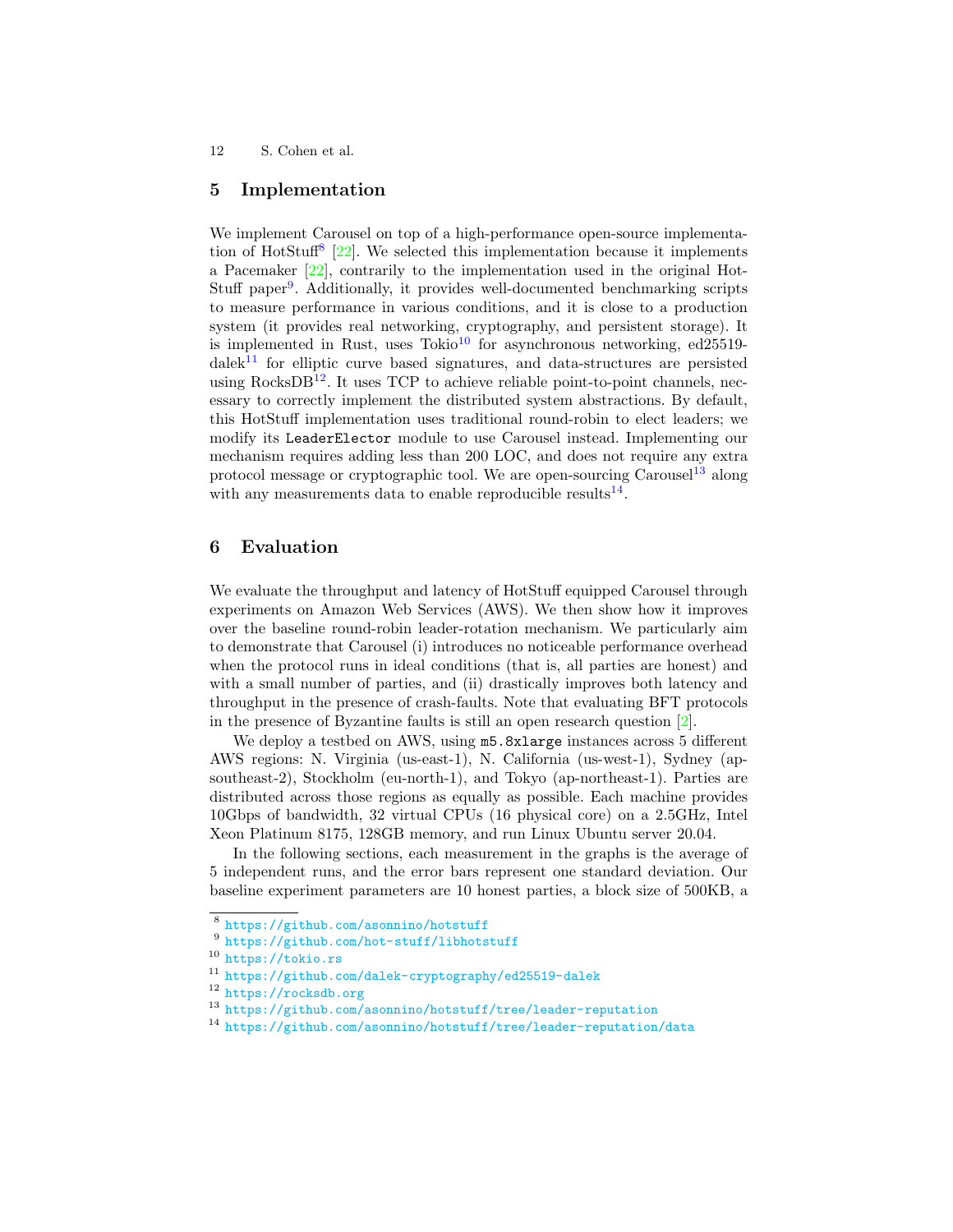## 5 Implementation

We implement Carousel on top of a high-performance open-source implementation of HotStuff[8] [22]. We selected this implementation because it implements a Pacemaker [22], contrarily to the implementation used in the original HotStuff paper[9]. Additionally, it provides well-documented benchmarking scripts to measure performance in various conditions, and it is close to a production system (it provides real networking, cryptography, and persistent storage). It is implemented in Rust, uses Tokio[10] for asynchronous networking, ed25519-dalek[11] for elliptic curve based signatures, and data-structures are persisted using RocksDB[12]. It uses TCP to achieve reliable point-to-point channels, necessary to correctly implement the distributed system abstractions. By default, this HotStuff implementation uses traditional round-robin to elect leaders; we modify its `LeaderElector` module to use Carousel instead. Implementing our mechanism requires adding less than 200 LOC, and does not require any extra protocol message or cryptographic tool. We are open-sourcing Carousel[13] along with any measurements data to enable reproducible results[14].

## 6 Evaluation

We evaluate the throughput and latency of HotStuff equipped Carousel through experiments on Amazon Web Services (AWS). We then show how it improves over the baseline round-robin leader-rotation mechanism. We particularly aim to demonstrate that Carousel (i) introduces no noticeable performance overhead when the protocol runs in ideal conditions (that is, all parties are honest) and with a small number of parties, and (ii) drastically improves both latency and throughput in the presence of crash-faults. Note that evaluating BFT protocols in the presence of Byzantine faults is still an open research question [2].

We deploy a testbed on AWS, using `m5.8xlarge` instances across 5 different AWS regions: N. Virginia (us-east-1), N. California (us-west-1), Sydney (ap-southeast-2), Stockholm (eu-north-1), and Tokyo (ap-northeast-1). Parties are distributed across those regions as equally as possible. Each machine provides 10Gbps of bandwidth, 32 virtual CPUs (16 physical core) on a 2.5GHz, Intel Xeon Platinum 8175, 128GB memory, and run Linux Ubuntu server 20.04.

In the following sections, each measurement in the graphs is the average of 5 independent runs, and the error bars represent one standard deviation. Our baseline experiment parameters are 10 honest parties, a block size of 500KB, a

---

[8] https://github.com/asonnino/hotstuff

[9] https://github.com/hot-stuff/libhotstuff

[10] https://tokio.rs

[11] https://github.com/dalek-cryptography/ed25519-dalek

[12] https://rocksdb.org

[13] https://github.com/asonnino/hotstuff/tree/leader-reputation

[14] https://github.com/asonnino/hotstuff/tree/leader-reputation/data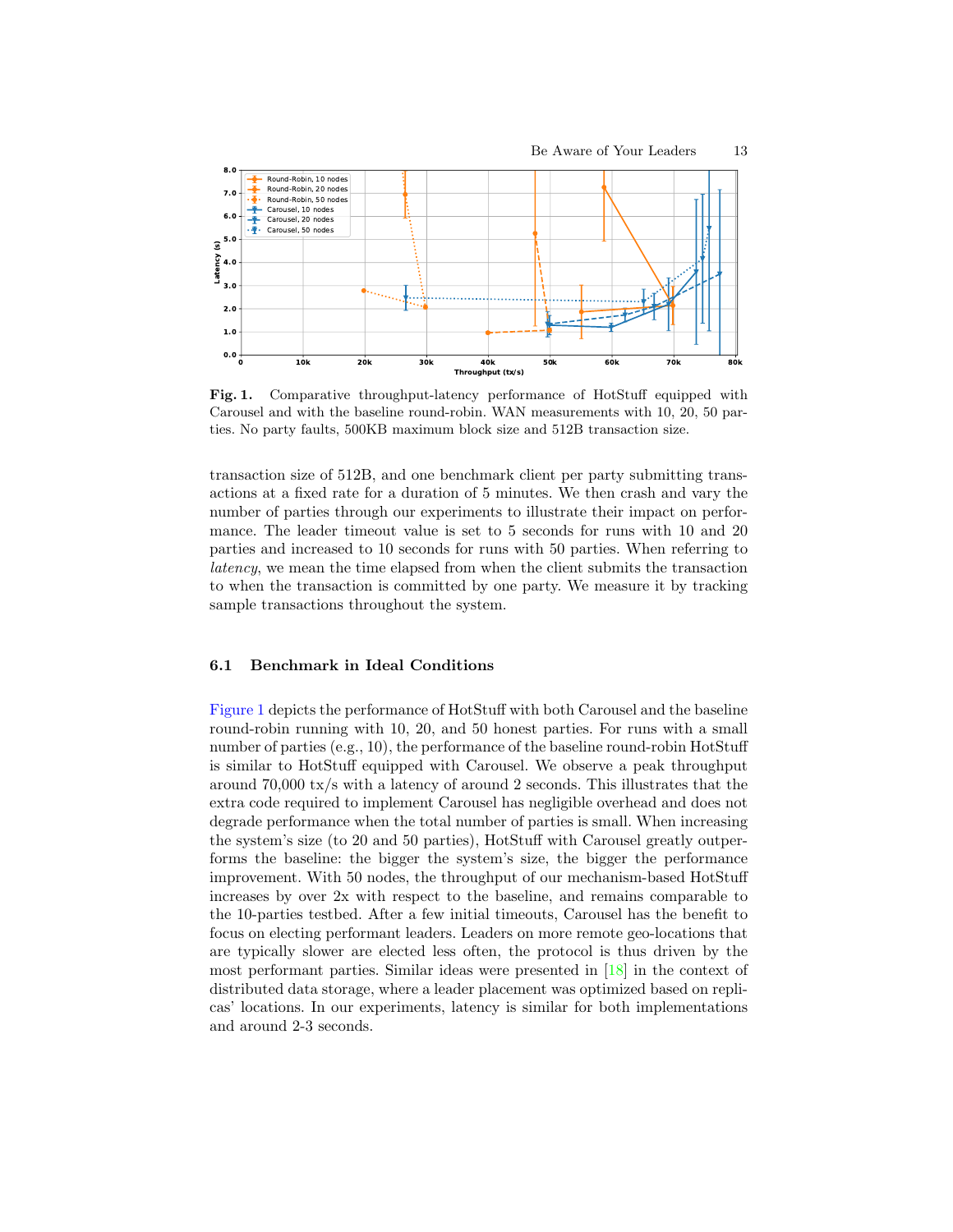**Fig. 1.** Comparative throughput-latency performance of HotStuff equipped with Carousel and with the baseline round-robin. WAN measurements with 10, 20, 50 parties. No party faults, 500KB maximum block size and 512B transaction size.

transaction size of 512B, and one benchmark client per party submitting transactions at a fixed rate for a duration of 5 minutes. We then crash and vary the number of parties through our experiments to illustrate their impact on performance. The leader timeout value is set to 5 seconds for runs with 10 and 20 parties and increased to 10 seconds for runs with 50 parties. When referring to *latency*, we mean the time elapsed from when the client submits the transaction to when the transaction is committed by one party. We measure it by tracking sample transactions throughout the system.

### 6.1 Benchmark in Ideal Conditions

Figure 1 depicts the performance of HotStuff with both Carousel and the baseline round-robin running with 10, 20, and 50 honest parties. For runs with a small number of parties (e.g., 10), the performance of the baseline round-robin HotStuff is similar to HotStuff equipped with Carousel. We observe a peak throughput around 70,000 tx/s with a latency of around 2 seconds. This illustrates that the extra code required to implement Carousel has negligible overhead and does not degrade performance when the total number of parties is small. When increasing the system's size (to 20 and 50 parties), HotStuff with Carousel greatly outperforms the baseline: the bigger the system's size, the bigger the performance improvement. With 50 nodes, the throughput of our mechanism-based HotStuff increases by over 2x with respect to the baseline, and remains comparable to the 10-parties testbed. After a few initial timeouts, Carousel has the benefit to focus on electing performant leaders. Leaders on more remote geo-locations that are typically slower are elected less often, the protocol is thus driven by the most performant parties. Similar ideas were presented in [18] in the context of distributed data storage, where a leader placement was optimized based on replicas' locations. In our experiments, latency is similar for both implementations and around 2-3 seconds.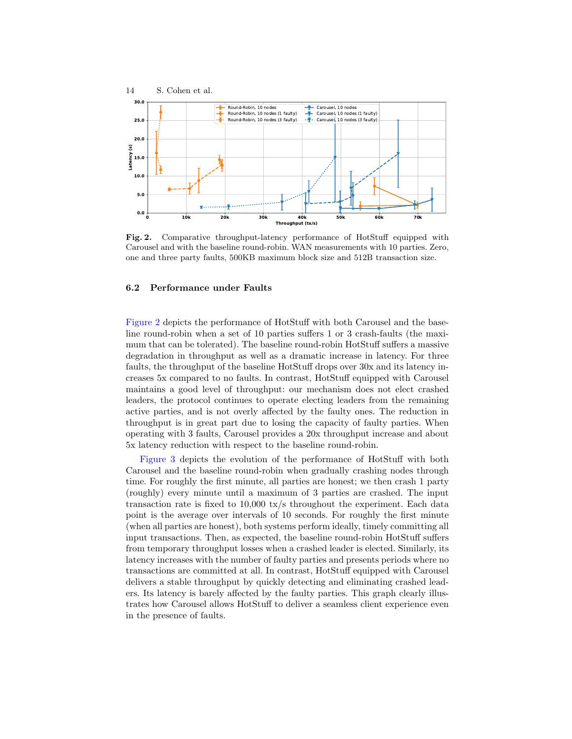**Fig. 2.** Comparative throughput-latency performance of HotStuff equipped with Carousel and with the baseline round-robin. WAN measurements with 10 parties. Zero, one and three party faults, 500KB maximum block size and 512B transaction size.

### 6.2 Performance under Faults

Figure 2 depicts the performance of HotStuff with both Carousel and the baseline round-robin when a set of 10 parties suffers 1 or 3 crash-faults (the maximum that can be tolerated). The baseline round-robin HotStuff suffers a massive degradation in throughput as well as a dramatic increase in latency. For three faults, the throughput of the baseline HotStuff drops over 30x and its latency increases 5x compared to no faults. In contrast, HotStuff equipped with Carousel maintains a good level of throughput: our mechanism does not elect crashed leaders, the protocol continues to operate electing leaders from the remaining active parties, and is not overly affected by the faulty ones. The reduction in throughput is in great part due to losing the capacity of faulty parties. When operating with 3 faults, Carousel provides a 20x throughput increase and about 5x latency reduction with respect to the baseline round-robin.

Figure 3 depicts the evolution of the performance of HotStuff with both Carousel and the baseline round-robin when gradually crashing nodes through time. For roughly the first minute, all parties are honest; we then crash 1 party (roughly) every minute until a maximum of 3 parties are crashed. The input transaction rate is fixed to 10,000 tx/s throughout the experiment. Each data point is the average over intervals of 10 seconds. For roughly the first minute (when all parties are honest), both systems perform ideally, timely committing all input transactions. Then, as expected, the baseline round-robin HotStuff suffers from temporary throughput losses when a crashed leader is elected. Similarly, its latency increases with the number of faulty parties and presents periods where no transactions are committed at all. In contrast, HotStuff equipped with Carousel delivers a stable throughput by quickly detecting and eliminating crashed leaders. Its latency is barely affected by the faulty parties. This graph clearly illustrates how Carousel allows HotStuff to deliver a seamless client experience even in the presence of faults.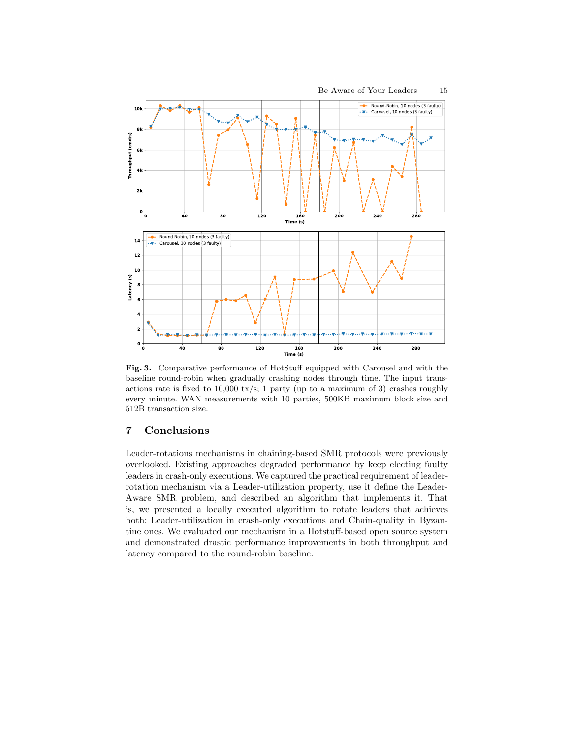**Fig. 3.** Comparative performance of HotStuff equipped with Carousel and with the baseline round-robin when gradually crashing nodes through time. The input transactions rate is fixed to 10,000 tx/s; 1 party (up to a maximum of 3) crashes roughly every minute. WAN measurements with 10 parties, 500KB maximum block size and 512B transaction size.

## 7 Conclusions

Leader-rotations mechanisms in chaining-based SMR protocols were previously overlooked. Existing approaches degraded performance by keep electing faulty leaders in crash-only executions. We captured the practical requirement of leader-rotation mechanism via a Leader-utilization property, use it define the Leader-Aware SMR problem, and described an algorithm that implements it. That is, we presented a locally executed algorithm to rotate leaders that achieves both: Leader-utilization in crash-only executions and Chain-quality in Byzantine ones. We evaluated our mechanism in a Hotstuff-based open source system and demonstrated drastic performance improvements in both throughput and latency compared to the round-robin baseline.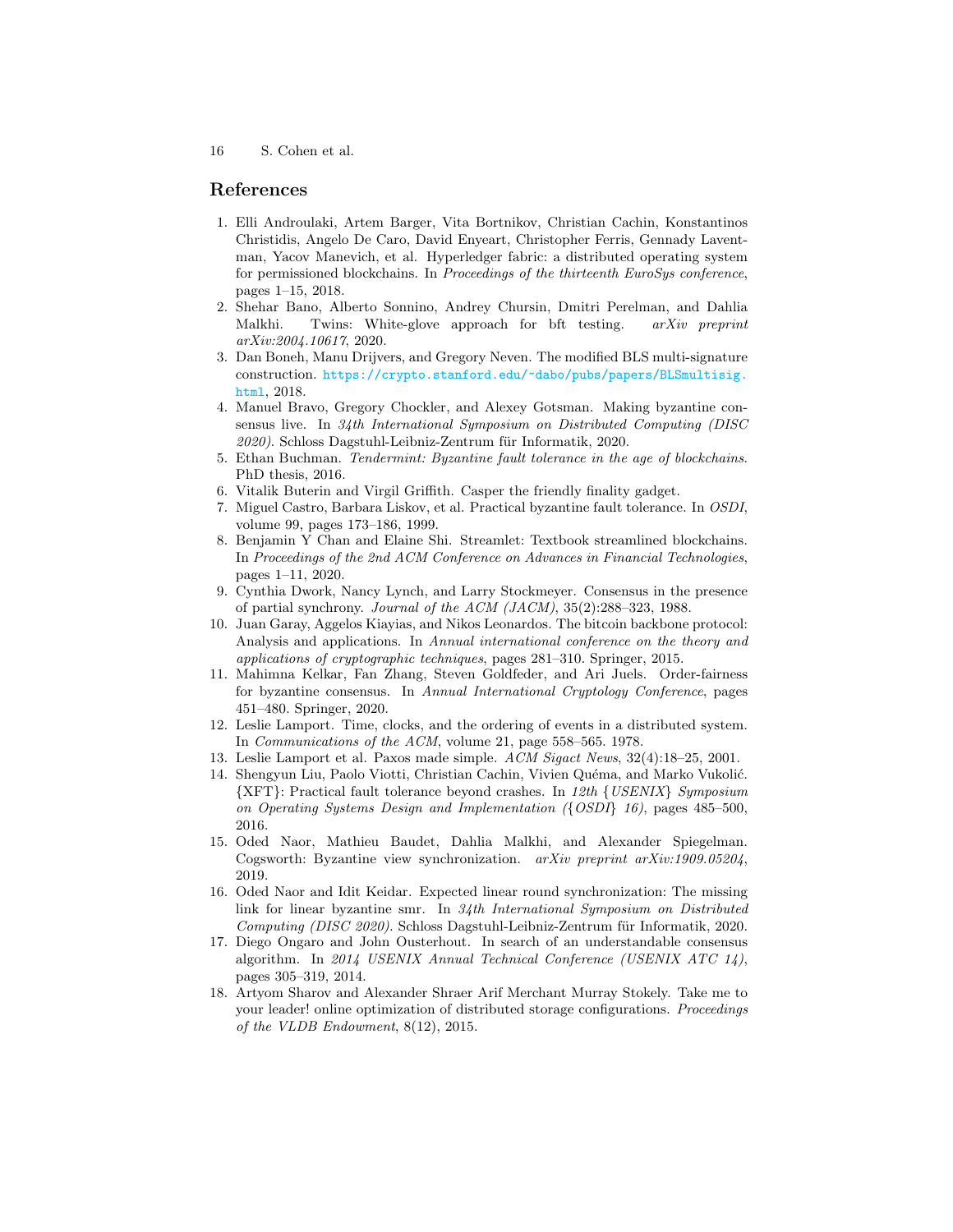## References

1. Elli Androulaki, Artem Barger, Vita Bortnikov, Christian Cachin, Konstantinos Christidis, Angelo De Caro, David Enyeart, Christopher Ferris, Gennady Laventman, Yacov Manevich, et al. Hyperledger fabric: a distributed operating system for permissioned blockchains. In *Proceedings of the thirteenth EuroSys conference*, pages 1–15, 2018.
2. Shehar Bano, Alberto Sonnino, Andrey Chursin, Dmitri Perelman, and Dahlia Malkhi. Twins: White-glove approach for bft testing. *arXiv preprint arXiv:2004.10617*, 2020.
3. Dan Boneh, Manu Drijvers, and Gregory Neven. The modified BLS multi-signature construction. https://crypto.stanford.edu/~dabo/pubs/papers/BLSmultisig.html, 2018.
4. Manuel Bravo, Gregory Chockler, and Alexey Gotsman. Making byzantine consensus live. In *34th International Symposium on Distributed Computing (DISC 2020)*. Schloss Dagstuhl-Leibniz-Zentrum für Informatik, 2020.
5. Ethan Buchman. *Tendermint: Byzantine fault tolerance in the age of blockchains*. PhD thesis, 2016.
6. Vitalik Buterin and Virgil Griffith. Casper the friendly finality gadget.
7. Miguel Castro, Barbara Liskov, et al. Practical byzantine fault tolerance. In *OSDI*, volume 99, pages 173–186, 1999.
8. Benjamin Y Chan and Elaine Shi. Streamlet: Textbook streamlined blockchains. In *Proceedings of the 2nd ACM Conference on Advances in Financial Technologies*, pages 1–11, 2020.
9. Cynthia Dwork, Nancy Lynch, and Larry Stockmeyer. Consensus in the presence of partial synchrony. *Journal of the ACM (JACM)*, 35(2):288–323, 1988.
10. Juan Garay, Aggelos Kiayias, and Nikos Leonardos. The bitcoin backbone protocol: Analysis and applications. In *Annual international conference on the theory and applications of cryptographic techniques*, pages 281–310. Springer, 2015.
11. Mahimna Kelkar, Fan Zhang, Steven Goldfeder, and Ari Juels. Order-fairness for byzantine consensus. In *Annual International Cryptology Conference*, pages 451–480. Springer, 2020.
12. Leslie Lamport. Time, clocks, and the ordering of events in a distributed system. In *Communications of the ACM*, volume 21, page 558–565. 1978.
13. Leslie Lamport et al. Paxos made simple. *ACM Sigact News*, 32(4):18–25, 2001.
14. Shengyun Liu, Paolo Viotti, Christian Cachin, Vivien Quéma, and Marko Vukolić. {XFT}: Practical fault tolerance beyond crashes. In *12th {USENIX} Symposium on Operating Systems Design and Implementation ({OSDI} 16)*, pages 485–500, 2016.
15. Oded Naor, Mathieu Baudet, Dahlia Malkhi, and Alexander Spiegelman. Cogsworth: Byzantine view synchronization. *arXiv preprint arXiv:1909.05204*, 2019.
16. Oded Naor and Idit Keidar. Expected linear round synchronization: The missing link for linear byzantine smr. In *34th International Symposium on Distributed Computing (DISC 2020)*. Schloss Dagstuhl-Leibniz-Zentrum für Informatik, 2020.
17. Diego Ongaro and John Ousterhout. In search of an understandable consensus algorithm. In *2014 USENIX Annual Technical Conference (USENIX ATC 14)*, pages 305–319, 2014.
18. Artyom Sharov and Alexander Shraer Arif Merchant Murray Stokely. Take me to your leader! online optimization of distributed storage configurations. *Proceedings of the VLDB Endowment*, 8(12), 2015.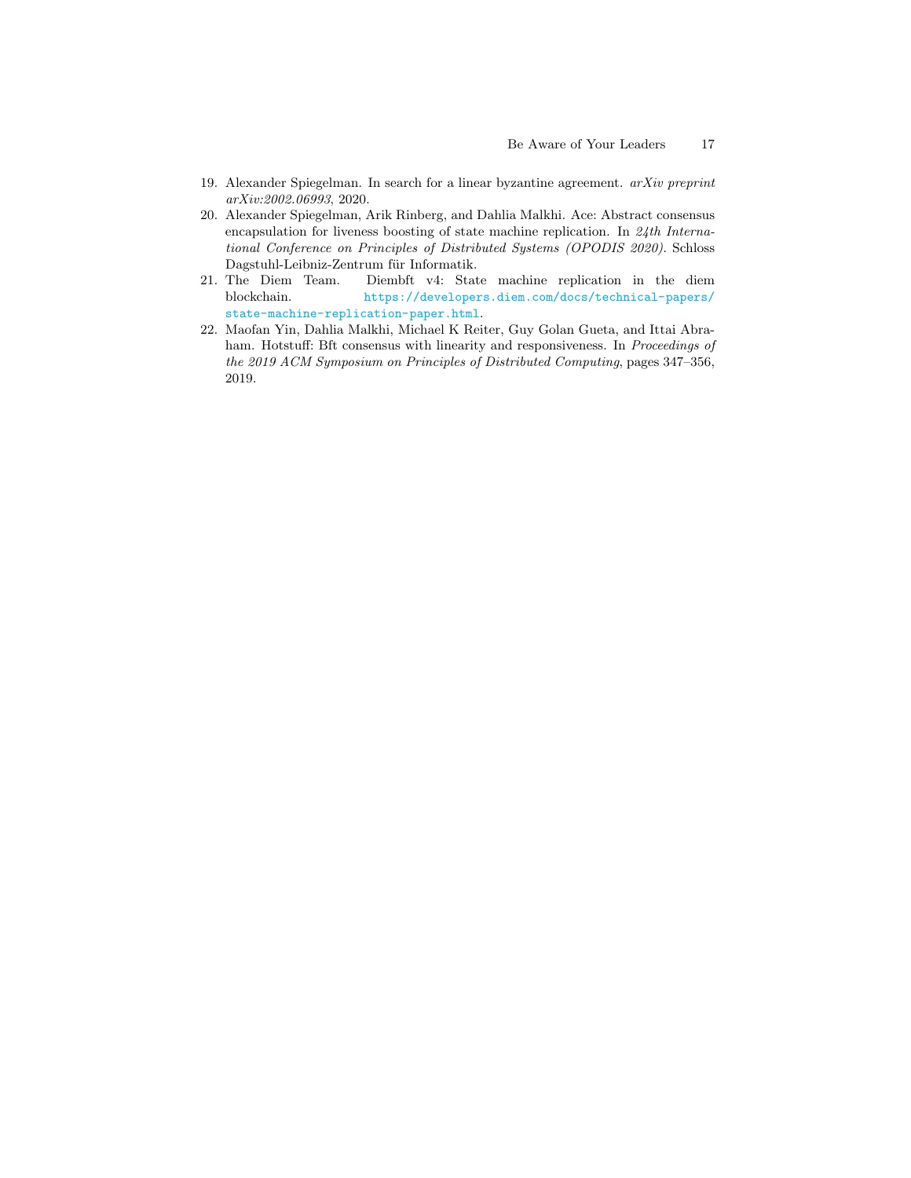19. Alexander Spiegelman. In search for a linear byzantine agreement. *arXiv preprint arXiv:2002.06993*, 2020.
20. Alexander Spiegelman, Arik Rinberg, and Dahlia Malkhi. Ace: Abstract consensus encapsulation for liveness boosting of state machine replication. In *24th International Conference on Principles of Distributed Systems (OPODIS 2020)*. Schloss Dagstuhl-Leibniz-Zentrum für Informatik.
21. The Diem Team. Diembft v4: State machine replication in the diem blockchain. https://developers.diem.com/docs/technical-papers/state-machine-replication-paper.html.
22. Maofan Yin, Dahlia Malkhi, Michael K Reiter, Guy Golan Gueta, and Ittai Abraham. Hotstuff: Bft consensus with linearity and responsiveness. In *Proceedings of the 2019 ACM Symposium on Principles of Distributed Computing*, pages 347–356, 2019.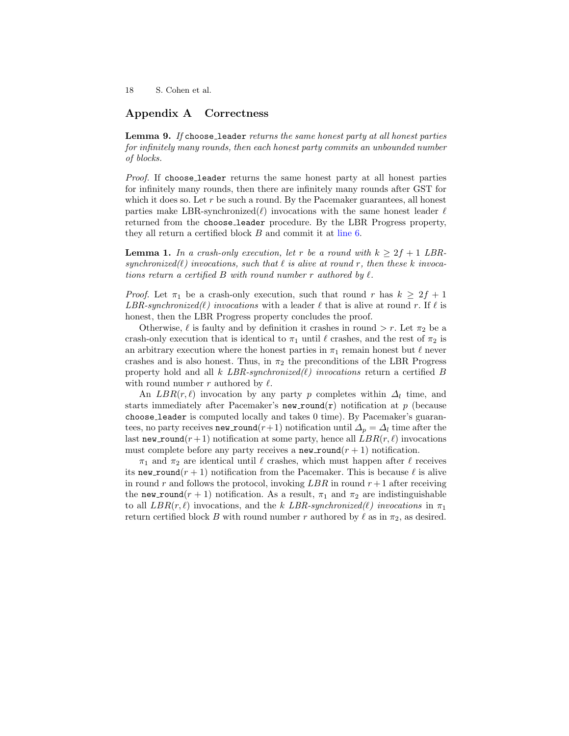## Appendix A Correctness

**Lemma 9.** *If* `choose_leader` *returns the same honest party at all honest parties for infinitely many rounds, then each honest party commits an unbounded number of blocks.*

*Proof.* If `choose_leader` returns the same honest party at all honest parties for infinitely many rounds, then there are infinitely many rounds after GST for which it does so. Let $r$ be such a round. By the Pacemaker guarantees, all honest parties make LBR-synchronized($\ell$) invocations with the same honest leader $\ell$ returned from the `choose_leader` procedure. By the LBR Progress property, they all return a certified block $B$ and commit it at line 6.

**Lemma 1.** *In a crash-only execution, let $r$ be a round with $k \geq 2f+1$ LBR-synchronized($\ell$) invocations, such that $\ell$ is alive at round $r$, then these $k$ invocations return a certified $B$ with round number $r$ authored by $\ell$.*

*Proof.* Let $\pi_1$ be a crash-only execution, such that round $r$ has $k \geq 2f+1$ *LBR-synchronized($\ell$) invocations* with a leader $\ell$ that is alive at round $r$. If $\ell$ is honest, then the LBR Progress property concludes the proof.

Otherwise, $\ell$ is faulty and by definition it crashes in round $> r$. Let $\pi_2$ be a crash-only execution that is identical to $\pi_1$ until $\ell$ crashes, and the rest of $\pi_2$ is an arbitrary execution where the honest parties in $\pi_1$ remain honest but $\ell$ never crashes and is also honest. Thus, in $\pi_2$ the preconditions of the LBR Progress property hold and all $k$ *LBR-synchronized($\ell$) invocations* return a certified $B$ with round number $r$ authored by $\ell$.

An $LBR(r, \ell)$ invocation by any party $p$ completes within $\Delta_l$ time, and starts immediately after Pacemaker's `new_round(r)` notification at $p$ (because `choose_leader` is computed locally and takes 0 time). By Pacemaker's guarantees, no party receives `new_round`$(r+1)$ notification until $\Delta_p = \Delta_l$ time after the last `new_round`$(r+1)$ notification at some party, hence all $LBR(r, \ell)$ invocations must complete before any party receives a `new_round`$(r+1)$ notification.

$\pi_1$ and $\pi_2$ are identical until $\ell$ crashes, which must happen after $\ell$ receives its `new_round`$(r+1)$ notification from the Pacemaker. This is because $\ell$ is alive in round $r$ and follows the protocol, invoking $LBR$ in round $r+1$ after receiving the `new_round`$(r+1)$ notification. As a result, $\pi_1$ and $\pi_2$ are indistinguishable to all $LBR(r, \ell)$ invocations, and the $k$ *LBR-synchronized($\ell$) invocations* in $\pi_1$ return certified block $B$ with round number $r$ authored by $\ell$ as in $\pi_2$, as desired.